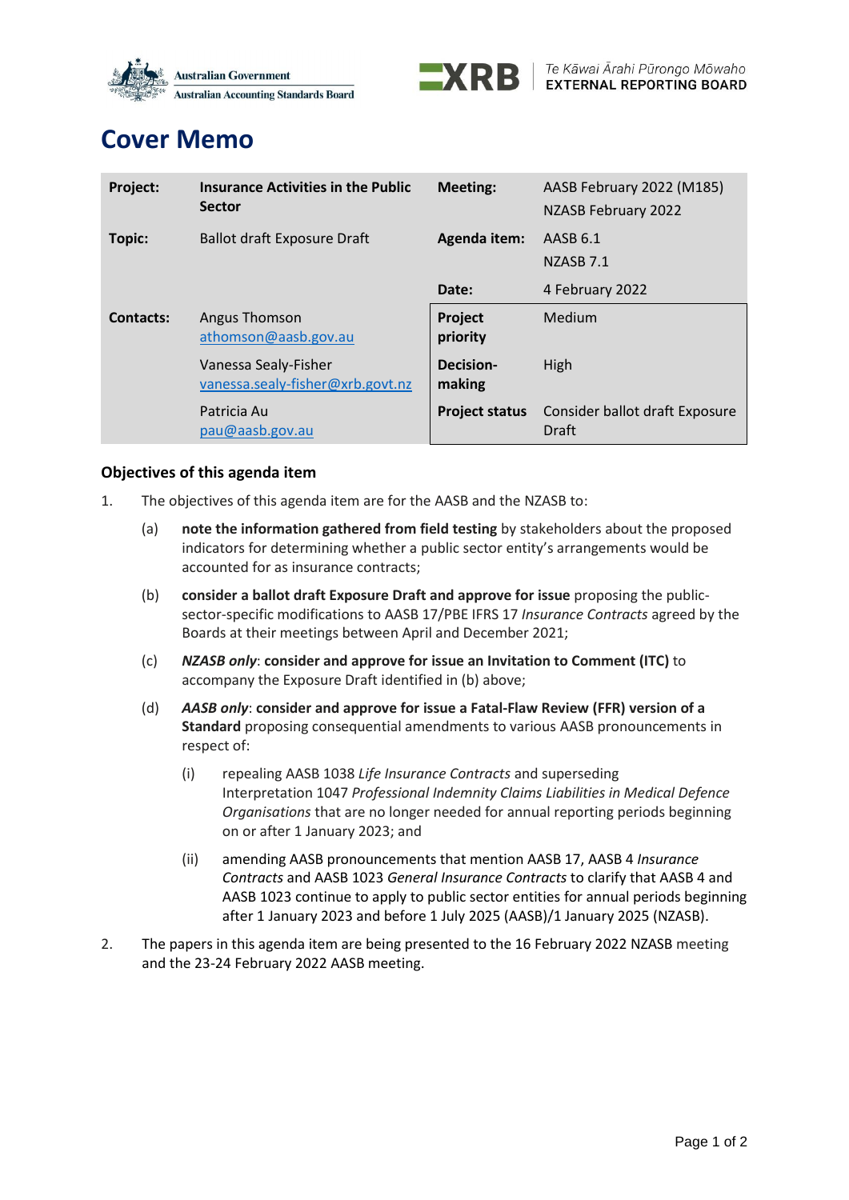Australian Government
Australian Accounting Standards Board

XRB Te Kāwai Ārahi Pūrongo Mōwaho
EXTERNAL REPORTING BOARD

# Cover Memo

| | | | |
|---|---|---|---|
| **Project:** | **Insurance Activities in the Public Sector** | **Meeting:** | AASB February 2022 (M185)<br>NZASB February 2022 |
| **Topic:** | Ballot draft Exposure Draft | **Agenda item:** | AASB 6.1<br>NZASB 7.1 |
| | | **Date:** | 4 February 2022 |
| **Contacts:** | Angus Thomson<br>athomson@aasb.gov.au | **Project priority** | Medium |
| | Vanessa Sealy-Fisher<br>vanessa.sealy-fisher@xrb.govt.nz | **Decision-making** | High |
| | Patricia Au<br>pau@aasb.gov.au | **Project status** | Consider ballot draft Exposure Draft |

### Objectives of this agenda item

1. The objectives of this agenda item are for the AASB and the NZASB to:

   (a) **note the information gathered from field testing** by stakeholders about the proposed indicators for determining whether a public sector entity's arrangements would be accounted for as insurance contracts;

   (b) **consider a ballot draft Exposure Draft and approve for issue** proposing the public-sector-specific modifications to AASB 17/PBE IFRS 17 *Insurance Contracts* agreed by the Boards at their meetings between April and December 2021;

   (c) ***NZASB only*****: consider and approve for issue an Invitation to Comment (ITC)** to accompany the Exposure Draft identified in (b) above;

   (d) ***AASB only*****: consider and approve for issue a Fatal-Flaw Review (FFR) version of a Standard** proposing consequential amendments to various AASB pronouncements in respect of:

      (i) repealing AASB 1038 *Life Insurance Contracts* and superseding Interpretation 1047 *Professional Indemnity Claims Liabilities in Medical Defence Organisations* that are no longer needed for annual reporting periods beginning on or after 1 January 2023; and

      (ii) amending AASB pronouncements that mention AASB 17, AASB 4 *Insurance Contracts* and AASB 1023 *General Insurance Contracts* to clarify that AASB 4 and AASB 1023 continue to apply to public sector entities for annual periods beginning after 1 January 2023 and before 1 July 2025 (AASB)/1 January 2025 (NZASB).

2. The papers in this agenda item are being presented to the 16 February 2022 NZASB meeting and the 23-24 February 2022 AASB meeting.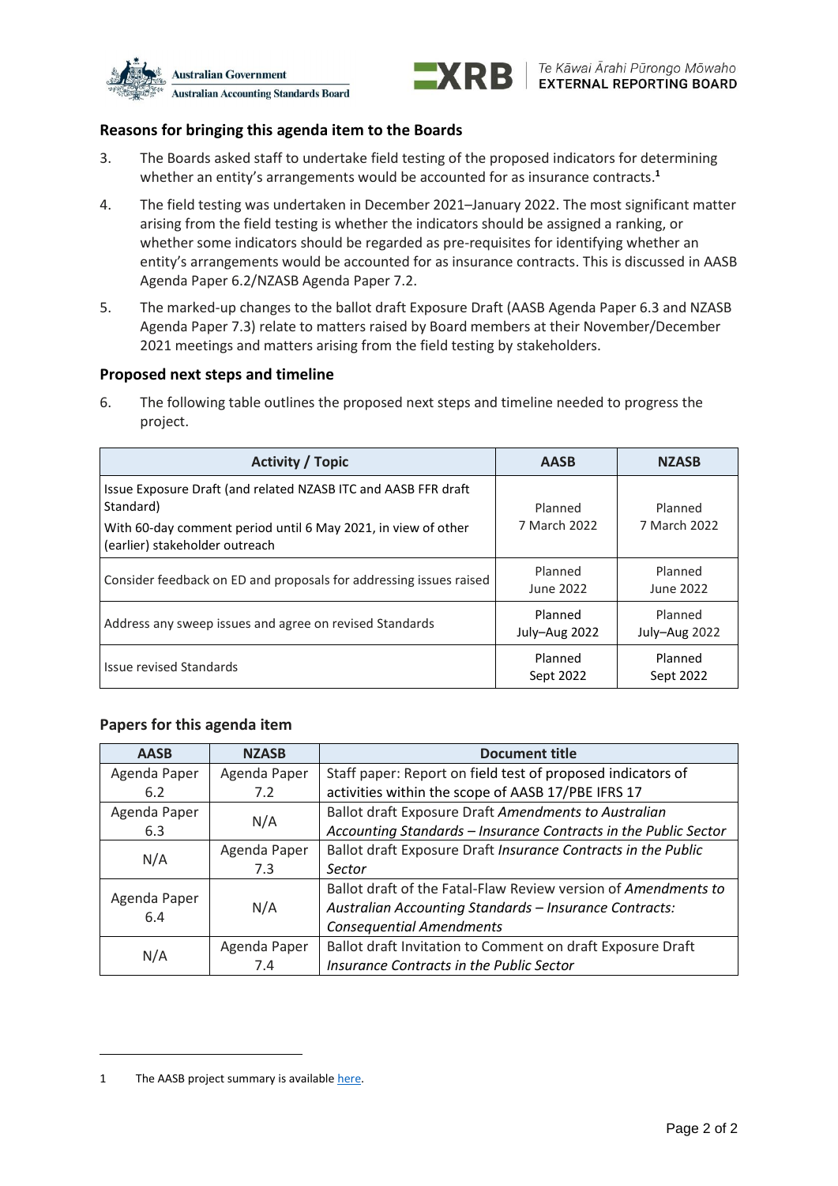## Reasons for bringing this agenda item to the Boards

3. The Boards asked staff to undertake field testing of the proposed indicators for determining whether an entity's arrangements would be accounted for as insurance contracts.[1]

4. The field testing was undertaken in December 2021–January 2022. The most significant matter arising from the field testing is whether the indicators should be assigned a ranking, or whether some indicators should be regarded as pre-requisites for identifying whether an entity's arrangements would be accounted for as insurance contracts. This is discussed in AASB Agenda Paper 6.2/NZASB Agenda Paper 7.2.

5. The marked-up changes to the ballot draft Exposure Draft (AASB Agenda Paper 6.3 and NZASB Agenda Paper 7.3) relate to matters raised by Board members at their November/December 2021 meetings and matters arising from the field testing by stakeholders.

## Proposed next steps and timeline

6. The following table outlines the proposed next steps and timeline needed to progress the project.

| Activity / Topic | AASB | NZASB |
|---|---|---|
| Issue Exposure Draft (and related NZASB ITC and AASB FFR draft Standard)<br>With 60-day comment period until 6 May 2021, in view of other (earlier) stakeholder outreach | Planned<br>7 March 2022 | Planned<br>7 March 2022 |
| Consider feedback on ED and proposals for addressing issues raised | Planned<br>June 2022 | Planned<br>June 2022 |
| Address any sweep issues and agree on revised Standards | Planned<br>July–Aug 2022 | Planned<br>July–Aug 2022 |
| Issue revised Standards | Planned<br>Sept 2022 | Planned<br>Sept 2022 |

## Papers for this agenda item

| AASB | NZASB | Document title |
|---|---|---|
| Agenda Paper 6.2 | Agenda Paper 7.2 | Staff paper: Report on field test of proposed indicators of activities within the scope of AASB 17/PBE IFRS 17 |
| Agenda Paper 6.3 | N/A | Ballot draft Exposure Draft *Amendments to Australian Accounting Standards – Insurance Contracts in the Public Sector* |
| N/A | Agenda Paper 7.3 | Ballot draft Exposure Draft *Insurance Contracts in the Public Sector* |
| Agenda Paper 6.4 | N/A | Ballot draft of the Fatal-Flaw Review version of *Amendments to Australian Accounting Standards – Insurance Contracts: Consequential Amendments* |
| N/A | Agenda Paper 7.4 | Ballot draft Invitation to Comment on draft Exposure Draft *Insurance Contracts in the Public Sector* |

[1] The AASB project summary is available here.